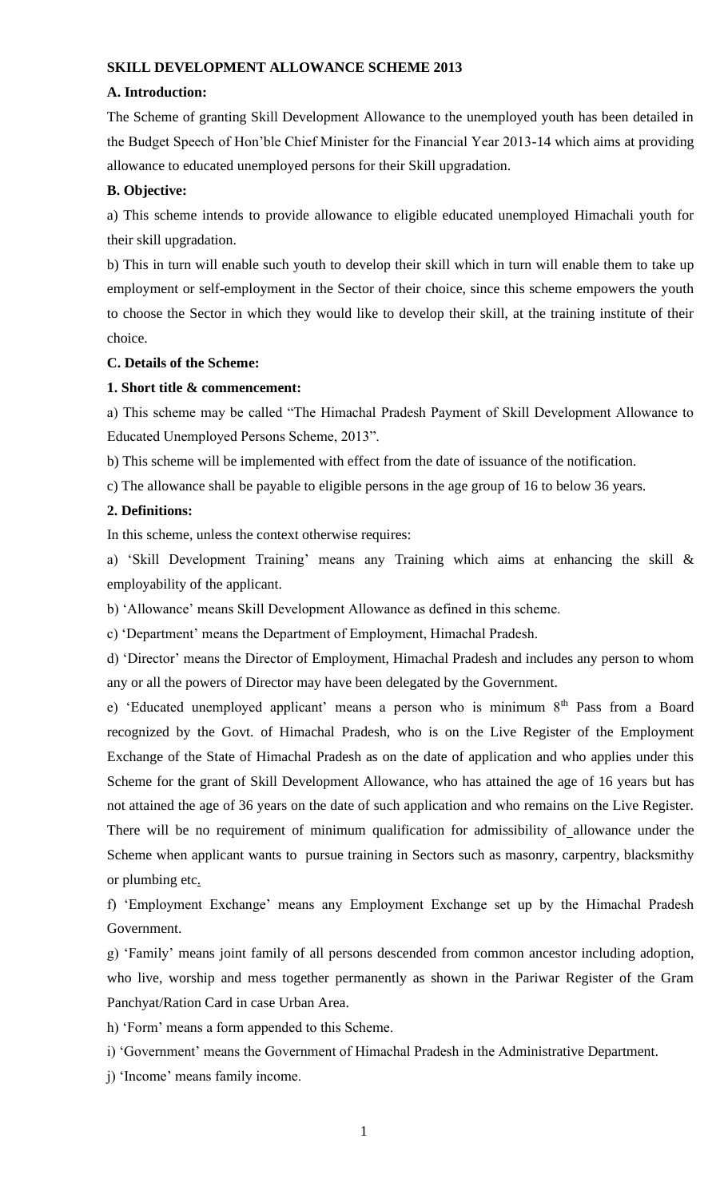**SKILL DEVELOPMENT ALLOWANCE SCHEME 2013**

**A. Introduction:**

The Scheme of granting Skill Development Allowance to the unemployed youth has been detailed in the Budget Speech of Hon'ble Chief Minister for the Financial Year 2013-14 which aims at providing allowance to educated unemployed persons for their Skill upgradation.

**B. Objective:**

a) This scheme intends to provide allowance to eligible educated unemployed Himachali youth for their skill upgradation.

b) This in turn will enable such youth to develop their skill which in turn will enable them to take up employment or self-employment in the Sector of their choice, since this scheme empowers the youth to choose the Sector in which they would like to develop their skill, at the training institute of their choice.

**C. Details of the Scheme:**

**1. Short title & commencement:**

a) This scheme may be called "The Himachal Pradesh Payment of Skill Development Allowance to Educated Unemployed Persons Scheme, 2013".

b) This scheme will be implemented with effect from the date of issuance of the notification.

c) The allowance shall be payable to eligible persons in the age group of 16 to below 36 years.

**2. Definitions:**

In this scheme, unless the context otherwise requires:

a) 'Skill Development Training' means any Training which aims at enhancing the skill & employability of the applicant.

b) 'Allowance' means Skill Development Allowance as defined in this scheme.

c) 'Department' means the Department of Employment, Himachal Pradesh.

d) 'Director' means the Director of Employment, Himachal Pradesh and includes any person to whom any or all the powers of Director may have been delegated by the Government.

e) 'Educated unemployed applicant' means a person who is minimum 8th Pass from a Board recognized by the Govt. of Himachal Pradesh, who is on the Live Register of the Employment Exchange of the State of Himachal Pradesh as on the date of application and who applies under this Scheme for the grant of Skill Development Allowance, who has attained the age of 16 years but has not attained the age of 36 years on the date of such application and who remains on the Live Register. There will be no requirement of minimum qualification for admissibility of allowance under the Scheme when applicant wants to pursue training in Sectors such as masonry, carpentry, blacksmithy or plumbing etc.

f) 'Employment Exchange' means any Employment Exchange set up by the Himachal Pradesh Government.

g) 'Family' means joint family of all persons descended from common ancestor including adoption, who live, worship and mess together permanently as shown in the Pariwar Register of the Gram Panchyat/Ration Card in case Urban Area.

h) 'Form' means a form appended to this Scheme.

i) 'Government' means the Government of Himachal Pradesh in the Administrative Department.

j) 'Income' means family income.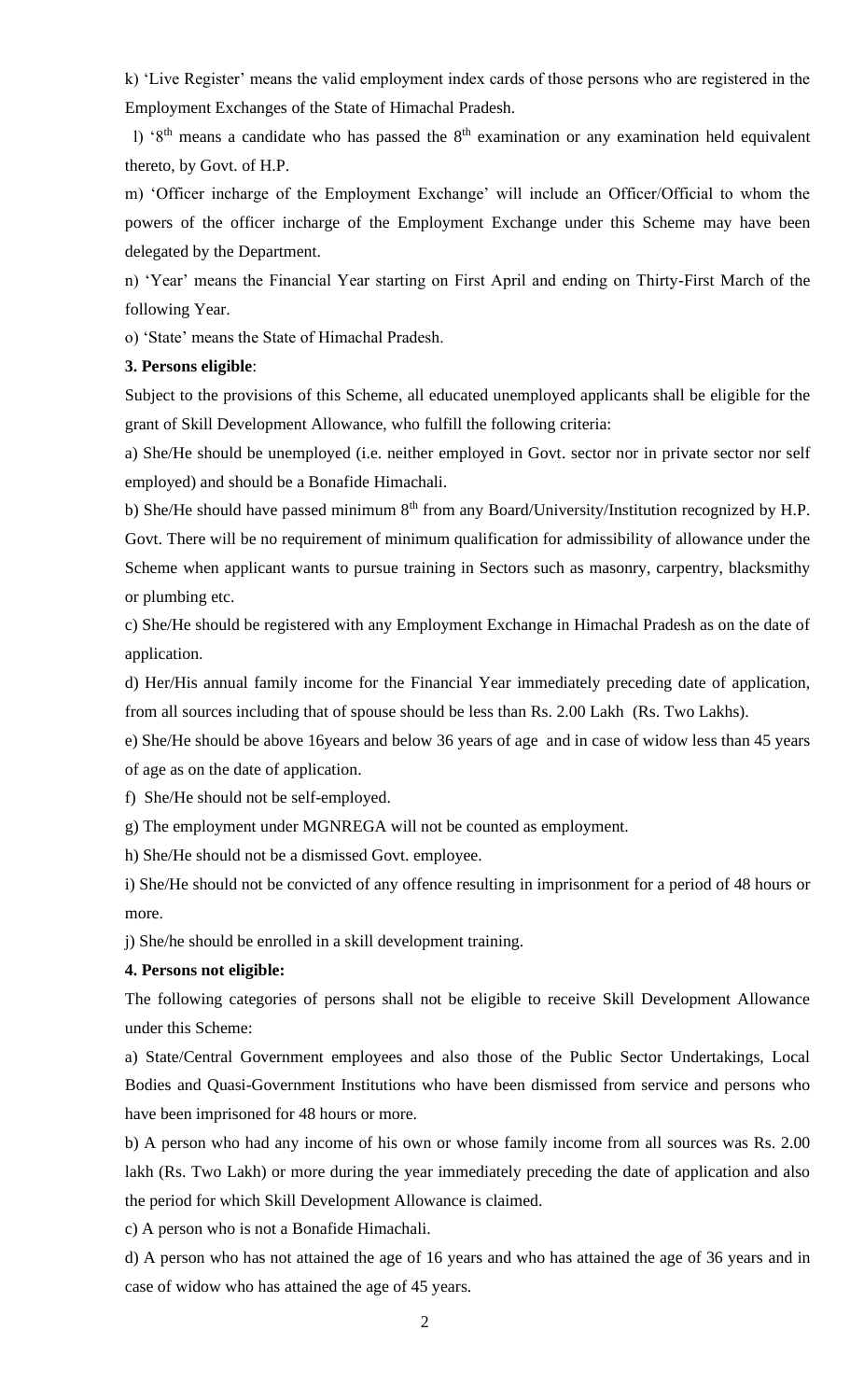k) 'Live Register' means the valid employment index cards of those persons who are registered in the Employment Exchanges of the State of Himachal Pradesh.

l) '8th means a candidate who has passed the 8th examination or any examination held equivalent thereto, by Govt. of H.P.

m) 'Officer incharge of the Employment Exchange' will include an Officer/Official to whom the powers of the officer incharge of the Employment Exchange under this Scheme may have been delegated by the Department.

n) 'Year' means the Financial Year starting on First April and ending on Thirty-First March of the following Year.

o) 'State' means the State of Himachal Pradesh.

**3. Persons eligible**:

Subject to the provisions of this Scheme, all educated unemployed applicants shall be eligible for the grant of Skill Development Allowance, who fulfill the following criteria:

a) She/He should be unemployed (i.e. neither employed in Govt. sector nor in private sector nor self employed) and should be a Bonafide Himachali.

b) She/He should have passed minimum 8th from any Board/University/Institution recognized by H.P. Govt. There will be no requirement of minimum qualification for admissibility of allowance under the Scheme when applicant wants to pursue training in Sectors such as masonry, carpentry, blacksmithy or plumbing etc.

c) She/He should be registered with any Employment Exchange in Himachal Pradesh as on the date of application.

d) Her/His annual family income for the Financial Year immediately preceding date of application, from all sources including that of spouse should be less than Rs. 2.00 Lakh (Rs. Two Lakhs).

e) She/He should be above 16years and below 36 years of age and in case of widow less than 45 years of age as on the date of application.

f) She/He should not be self-employed.

g) The employment under MGNREGA will not be counted as employment.

h) She/He should not be a dismissed Govt. employee.

i) She/He should not be convicted of any offence resulting in imprisonment for a period of 48 hours or more.

j) She/he should be enrolled in a skill development training.

**4. Persons not eligible:**

The following categories of persons shall not be eligible to receive Skill Development Allowance under this Scheme:

a) State/Central Government employees and also those of the Public Sector Undertakings, Local Bodies and Quasi-Government Institutions who have been dismissed from service and persons who have been imprisoned for 48 hours or more.

b) A person who had any income of his own or whose family income from all sources was Rs. 2.00 lakh (Rs. Two Lakh) or more during the year immediately preceding the date of application and also the period for which Skill Development Allowance is claimed.

c) A person who is not a Bonafide Himachali.

d) A person who has not attained the age of 16 years and who has attained the age of 36 years and in case of widow who has attained the age of 45 years.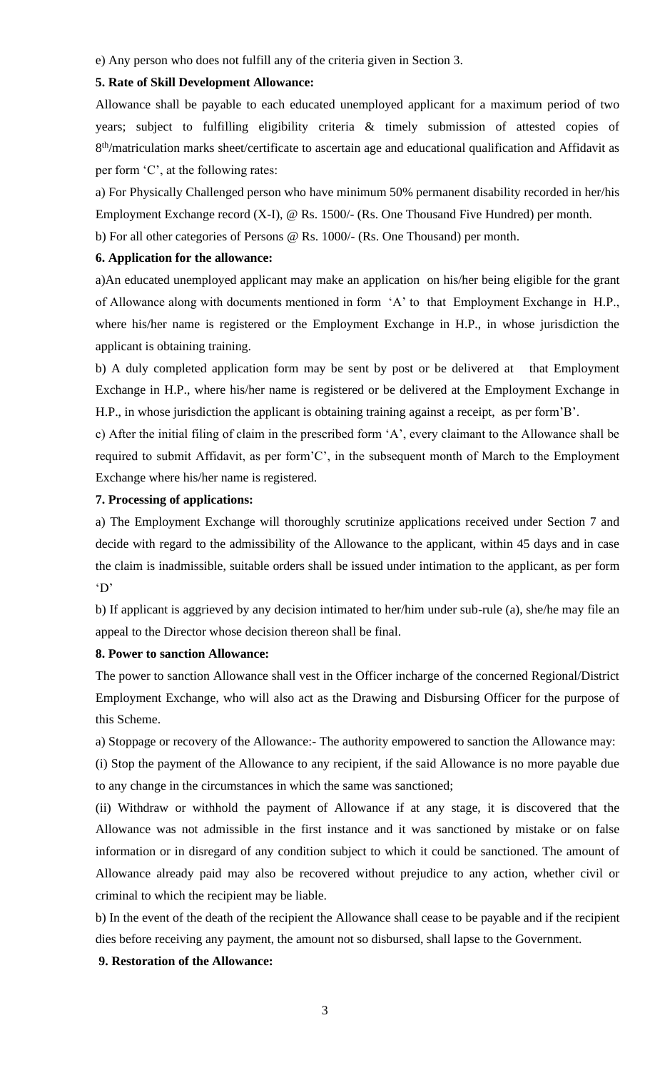e) Any person who does not fulfill any of the criteria given in Section 3.

**5. Rate of Skill Development Allowance:**

Allowance shall be payable to each educated unemployed applicant for a maximum period of two years; subject to fulfilling eligibility criteria & timely submission of attested copies of 8th/matriculation marks sheet/certificate to ascertain age and educational qualification and Affidavit as per form 'C', at the following rates:

a) For Physically Challenged person who have minimum 50% permanent disability recorded in her/his Employment Exchange record (X-I), @ Rs. 1500/- (Rs. One Thousand Five Hundred) per month.

b) For all other categories of Persons @ Rs. 1000/- (Rs. One Thousand) per month.

**6. Application for the allowance:**

a)An educated unemployed applicant may make an application on his/her being eligible for the grant of Allowance along with documents mentioned in form 'A' to that Employment Exchange in H.P., where his/her name is registered or the Employment Exchange in H.P., in whose jurisdiction the applicant is obtaining training.

b) A duly completed application form may be sent by post or be delivered at that Employment Exchange in H.P., where his/her name is registered or be delivered at the Employment Exchange in H.P., in whose jurisdiction the applicant is obtaining training against a receipt, as per form'B'.

c) After the initial filing of claim in the prescribed form 'A', every claimant to the Allowance shall be required to submit Affidavit, as per form'C', in the subsequent month of March to the Employment Exchange where his/her name is registered.

**7. Processing of applications:**

a) The Employment Exchange will thoroughly scrutinize applications received under Section 7 and decide with regard to the admissibility of the Allowance to the applicant, within 45 days and in case the claim is inadmissible, suitable orders shall be issued under intimation to the applicant, as per form 'D'

b) If applicant is aggrieved by any decision intimated to her/him under sub-rule (a), she/he may file an appeal to the Director whose decision thereon shall be final.

**8. Power to sanction Allowance:**

The power to sanction Allowance shall vest in the Officer incharge of the concerned Regional/District Employment Exchange, who will also act as the Drawing and Disbursing Officer for the purpose of this Scheme.

a) Stoppage or recovery of the Allowance:- The authority empowered to sanction the Allowance may:

(i) Stop the payment of the Allowance to any recipient, if the said Allowance is no more payable due to any change in the circumstances in which the same was sanctioned;

(ii) Withdraw or withhold the payment of Allowance if at any stage, it is discovered that the Allowance was not admissible in the first instance and it was sanctioned by mistake or on false information or in disregard of any condition subject to which it could be sanctioned. The amount of Allowance already paid may also be recovered without prejudice to any action, whether civil or criminal to which the recipient may be liable.

b) In the event of the death of the recipient the Allowance shall cease to be payable and if the recipient dies before receiving any payment, the amount not so disbursed, shall lapse to the Government.

**9. Restoration of the Allowance:**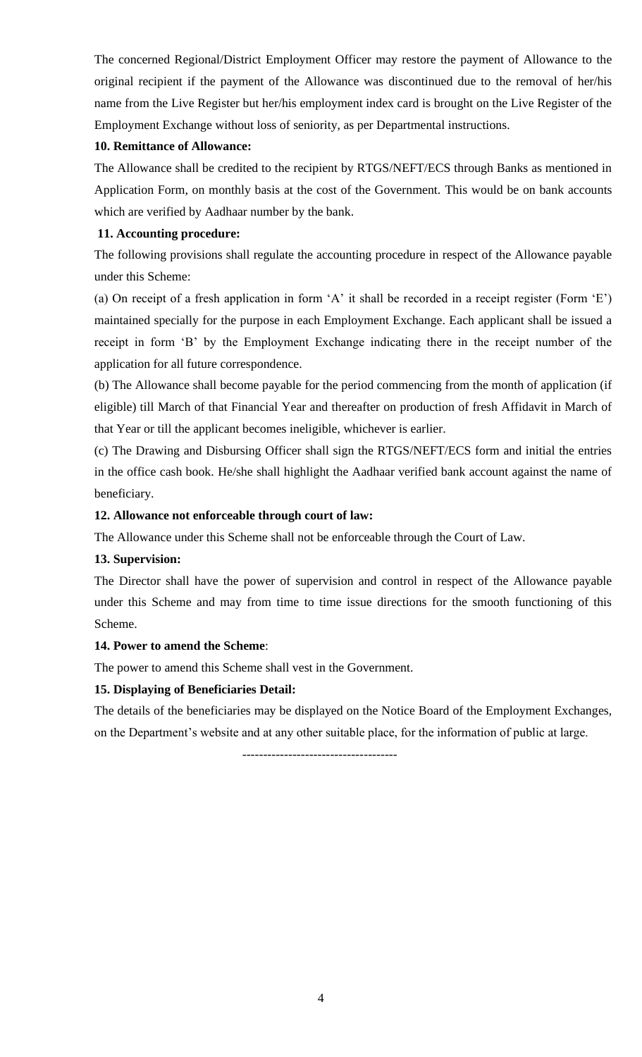The concerned Regional/District Employment Officer may restore the payment of Allowance to the original recipient if the payment of the Allowance was discontinued due to the removal of her/his name from the Live Register but her/his employment index card is brought on the Live Register of the Employment Exchange without loss of seniority, as per Departmental instructions.

**10. Remittance of Allowance:**

The Allowance shall be credited to the recipient by RTGS/NEFT/ECS through Banks as mentioned in Application Form, on monthly basis at the cost of the Government. This would be on bank accounts which are verified by Aadhaar number by the bank.

**11. Accounting procedure:**

The following provisions shall regulate the accounting procedure in respect of the Allowance payable under this Scheme:

(a) On receipt of a fresh application in form 'A' it shall be recorded in a receipt register (Form 'E') maintained specially for the purpose in each Employment Exchange. Each applicant shall be issued a receipt in form 'B' by the Employment Exchange indicating there in the receipt number of the application for all future correspondence.

(b) The Allowance shall become payable for the period commencing from the month of application (if eligible) till March of that Financial Year and thereafter on production of fresh Affidavit in March of that Year or till the applicant becomes ineligible, whichever is earlier.

(c) The Drawing and Disbursing Officer shall sign the RTGS/NEFT/ECS form and initial the entries in the office cash book. He/she shall highlight the Aadhaar verified bank account against the name of beneficiary.

**12. Allowance not enforceable through court of law:**

The Allowance under this Scheme shall not be enforceable through the Court of Law.

**13. Supervision:**

The Director shall have the power of supervision and control in respect of the Allowance payable under this Scheme and may from time to time issue directions for the smooth functioning of this Scheme.

**14. Power to amend the Scheme**:

The power to amend this Scheme shall vest in the Government.

**15. Displaying of Beneficiaries Detail:**

The details of the beneficiaries may be displayed on the Notice Board of the Employment Exchanges, on the Department's website and at any other suitable place, for the information of public at large.

-------------------------------------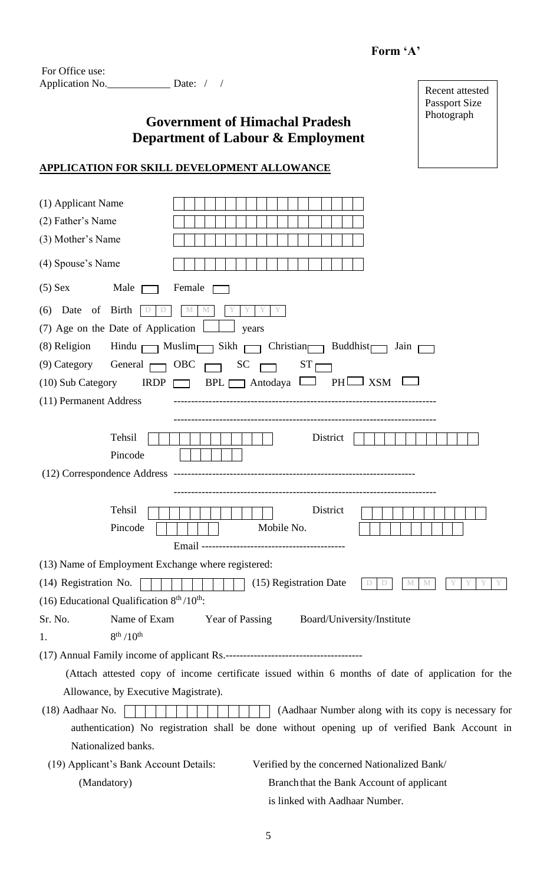**Form 'A'**

For Office use:
Application No.____________ Date: / /

Recent attested Passport Size Photograph

## Government of Himachal Pradesh
## Department of Labour & Employment

**APPLICATION FOR SKILL DEVELOPMENT ALLOWANCE**

(1) Applicant Name

(2) Father's Name

(3) Mother's Name

(4) Spouse's Name

(5) Sex Male ☐ Female ☐

(6) Date of Birth D D M M Y Y Y Y

(7) Age on the Date of Application ☐ years

(8) Religion Hindu ☐ Muslim ☐ Sikh ☐ Christian ☐ Buddhist ☐ Jain ☐

(9) Category General ☐ OBC ☐ SC ☐ ST ☐

(10) Sub Category IRDP ☐ BPL ☐ Antodaya ☐ PH ☐ XSM ☐

(11) Permanent Address --------------------------------------------------------------------------

--------------------------------------------------------------------------

Tehsil District

Pincode

(12) Correspondence Address --------------------------------------------------------------------

--------------------------------------------------------------------------

Tehsil District

Pincode Mobile No.

Email -----------------------------------------

(13) Name of Employment Exchange where registered:

(14) Registration No. (15) Registration Date D D M M Y Y Y Y

(16) Educational Qualification 8th /10th:

| Sr. No. | Name of Exam | Year of Passing | Board/University/Institute |
|---|---|---|---|
| 1. | 8th /10th | | |

(17) Annual Family income of applicant Rs.---------------------------------------

(Attach attested copy of income certificate issued within 6 months of date of application for the Allowance, by Executive Magistrate).

(18) Aadhaar No. (Aadhaar Number along with its copy is necessary for authentication) No registration shall be done without opening up of verified Bank Account in Nationalized banks.

(19) Applicant's Bank Account Details: (Mandatory)

Verified by the concerned Nationalized Bank/ Branch that the Bank Account of applicant is linked with Aadhaar Number.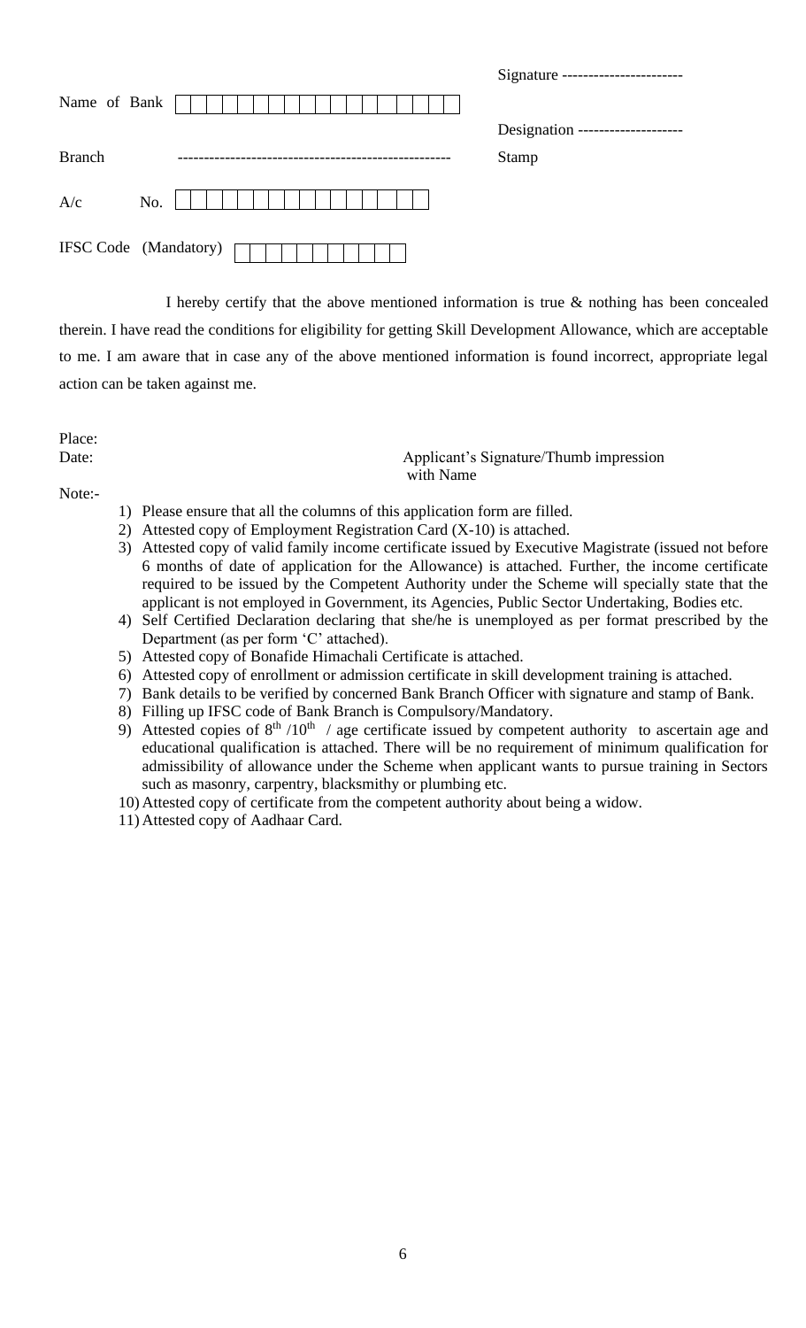Signature -----------------------

Name of Bank | | | | | | | | | | | | | | | | | | |

Designation --------------------

Branch ---------------------------------------------------

Stamp

A/c No. | | | | | | | | | | | | | | | | |

IFSC Code (Mandatory) | | | | | | | | | | | |

I hereby certify that the above mentioned information is true & nothing has been concealed therein. I have read the conditions for eligibility for getting Skill Development Allowance, which are acceptable to me. I am aware that in case any of the above mentioned information is found incorrect, appropriate legal action can be taken against me.

Place:

Date:

Applicant's Signature/Thumb impression with Name

Note:-

1) Please ensure that all the columns of this application form are filled.
2) Attested copy of Employment Registration Card (X-10) is attached.
3) Attested copy of valid family income certificate issued by Executive Magistrate (issued not before 6 months of date of application for the Allowance) is attached. Further, the income certificate required to be issued by the Competent Authority under the Scheme will specially state that the applicant is not employed in Government, its Agencies, Public Sector Undertaking, Bodies etc.
4) Self Certified Declaration declaring that she/he is unemployed as per format prescribed by the Department (as per form 'C' attached).
5) Attested copy of Bonafide Himachali Certificate is attached.
6) Attested copy of enrollment or admission certificate in skill development training is attached.
7) Bank details to be verified by concerned Bank Branch Officer with signature and stamp of Bank.
8) Filling up IFSC code of Bank Branch is Compulsory/Mandatory.
9) Attested copies of 8th /10th / age certificate issued by competent authority to ascertain age and educational qualification is attached. There will be no requirement of minimum qualification for admissibility of allowance under the Scheme when applicant wants to pursue training in Sectors such as masonry, carpentry, blacksmithy or plumbing etc.
10) Attested copy of certificate from the competent authority about being a widow.
11) Attested copy of Aadhaar Card.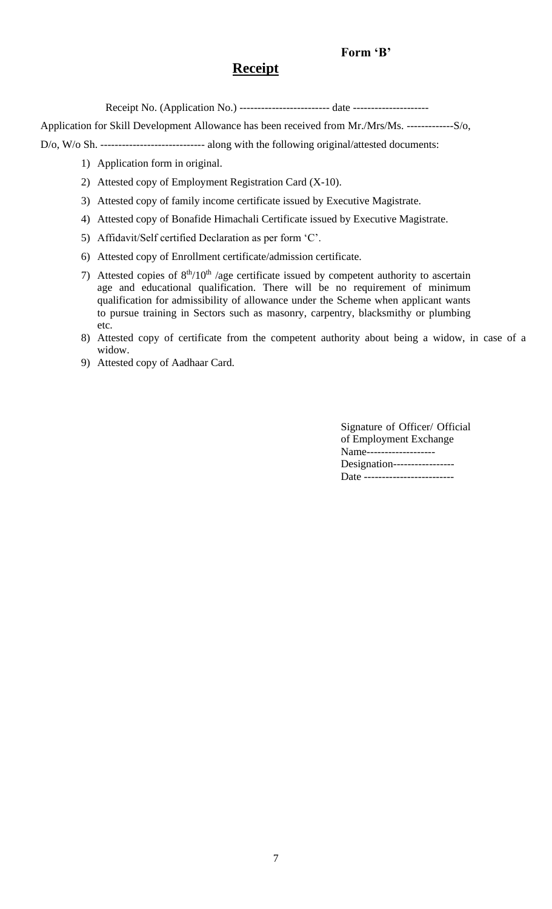**Form 'B'**

## Receipt

Receipt No. (Application No.) ------------------------- date ---------------------

Application for Skill Development Allowance has been received from Mr./Mrs/Ms. -------------S/o, D/o, W/o Sh. ---------------------------- along with the following original/attested documents:

1) Application form in original.
2) Attested copy of Employment Registration Card (X-10).
3) Attested copy of family income certificate issued by Executive Magistrate.
4) Attested copy of Bonafide Himachali Certificate issued by Executive Magistrate.
5) Affidavit/Self certified Declaration as per form 'C'.
6) Attested copy of Enrollment certificate/admission certificate.
7) Attested copies of 8th/10th /age certificate issued by competent authority to ascertain age and educational qualification. There will be no requirement of minimum qualification for admissibility of allowance under the Scheme when applicant wants to pursue training in Sectors such as masonry, carpentry, blacksmithy or plumbing etc.
8) Attested copy of certificate from the competent authority about being a widow, in case of a widow.
9) Attested copy of Aadhaar Card.

Signature of Officer/ Official of Employment Exchange
Name-------------------
Designation-----------------
Date -------------------------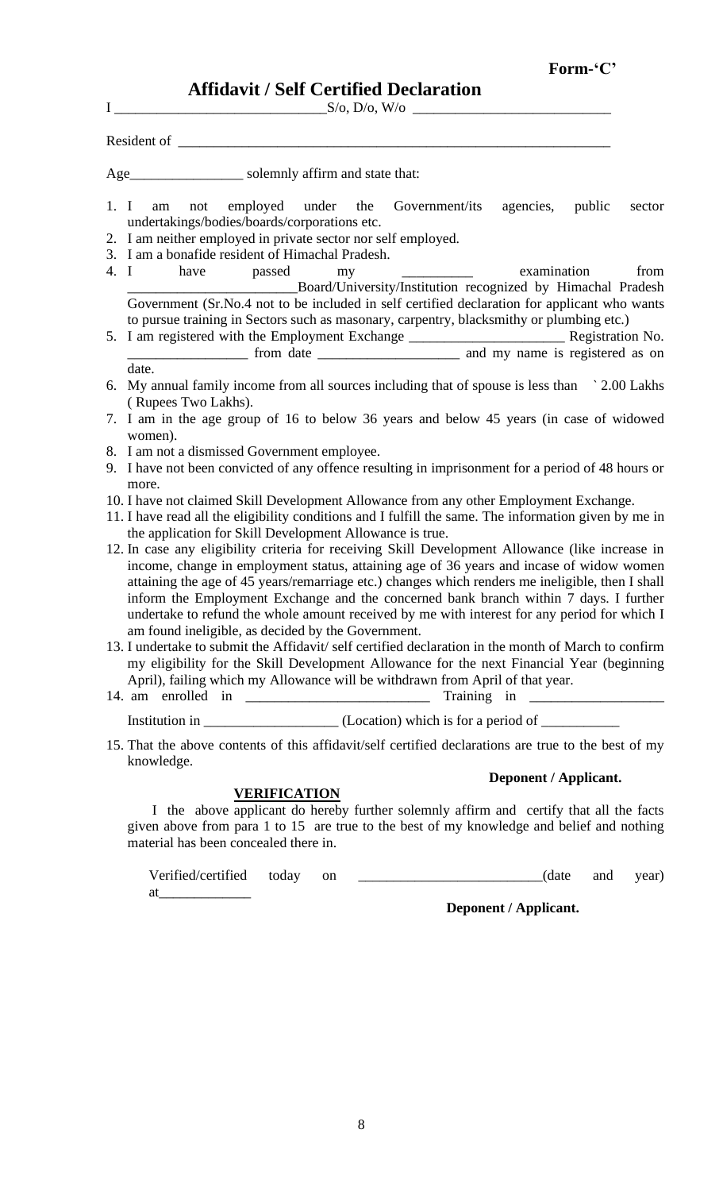**Form-'C'**

# Affidavit / Self Certified Declaration

I _____________________________S/o, D/o, W/o ___________________________

Resident of ___________________________________________________________

Age________________ solemnly affirm and state that:

1. I am not employed under the Government/its agencies, public sector undertakings/bodies/boards/corporations etc.
2. I am neither employed in private sector nor self employed.
3. I am a bonafide resident of Himachal Pradesh.
4. I have passed my __________ examination from _______________________Board/University/Institution recognized by Himachal Pradesh Government (Sr.No.4 not to be included in self certified declaration for applicant who wants to pursue training in Sectors such as masonary, carpentry, blacksmithy or plumbing etc.)
5. I am registered with the Employment Exchange ______________________ Registration No. ________________ from date ___________________ and my name is registered as on date.
6. My annual family income from all sources including that of spouse is less than ` 2.00 Lakhs ( Rupees Two Lakhs).
7. I am in the age group of 16 to below 36 years and below 45 years (in case of widowed women).
8. I am not a dismissed Government employee.
9. I have not been convicted of any offence resulting in imprisonment for a period of 48 hours or more.
10. I have not claimed Skill Development Allowance from any other Employment Exchange.
11. I have read all the eligibility conditions and I fulfill the same. The information given by me in the application for Skill Development Allowance is true.
12. In case any eligibility criteria for receiving Skill Development Allowance (like increase in income, change in employment status, attaining age of 36 years and incase of widow women attaining the age of 45 years/remarriage etc.) changes which renders me ineligible, then I shall inform the Employment Exchange and the concerned bank branch within 7 days. I further undertake to refund the whole amount received by me with interest for any period for which I am found ineligible, as decided by the Government.
13. I undertake to submit the Affidavit/ self certified declaration in the month of March to confirm my eligibility for the Skill Development Allowance for the next Financial Year (beginning April), failing which my Allowance will be withdrawn from April of that year.
14. am enrolled in _________________________ Training in __________________ Institution in __________________ (Location) which is for a period of ___________
15. That the above contents of this affidavit/self certified declarations are true to the best of my knowledge.

**Deponent / Applicant.**

**VERIFICATION**

I the above applicant do hereby further solemnly affirm and certify that all the facts given above from para 1 to 15 are true to the best of my knowledge and belief and nothing material has been concealed there in.

Verified/certified today on _________________________(date and year) at_____________

**Deponent / Applicant.**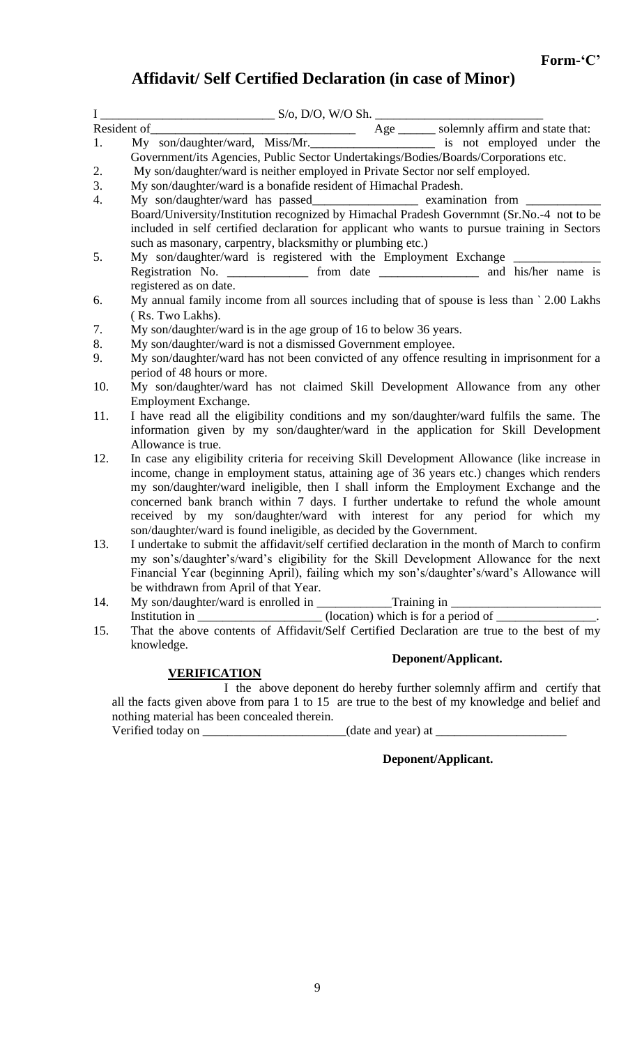**Form-'C'**

# Affidavit/ Self Certified Declaration (in case of Minor)

I ___________________________ S/o, D/O, W/O Sh. __________________________

Resident of_______________________________ Age ______ solemnly affirm and state that:

1. My son/daughter/ward, Miss/Mr.___________________ is not employed under the Government/its Agencies, Public Sector Undertakings/Bodies/Boards/Corporations etc.
2. My son/daughter/ward is neither employed in Private Sector nor self employed.
3. My son/daughter/ward is a bonafide resident of Himachal Pradesh.
4. My son/daughter/ward has passed________________ examination from ___________ Board/University/Institution recognized by Himachal Pradesh Governmnt (Sr.No.-4 not to be included in self certified declaration for applicant who wants to pursue training in Sectors such as masonary, carpentry, blacksmithy or plumbing etc.)
5. My son/daughter/ward is registered with the Employment Exchange _____________ Registration No. ____________ from date _______________ and his/her name is registered as on date.
6. My annual family income from all sources including that of spouse is less than ` 2.00 Lakhs ( Rs. Two Lakhs).
7. My son/daughter/ward is in the age group of 16 to below 36 years.
8. My son/daughter/ward is not a dismissed Government employee.
9. My son/daughter/ward has not been convicted of any offence resulting in imprisonment for a period of 48 hours or more.
10. My son/daughter/ward has not claimed Skill Development Allowance from any other Employment Exchange.
11. I have read all the eligibility conditions and my son/daughter/ward fulfils the same. The information given by my son/daughter/ward in the application for Skill Development Allowance is true.
12. In case any eligibility criteria for receiving Skill Development Allowance (like increase in income, change in employment status, attaining age of 36 years etc.) changes which renders my son/daughter/ward ineligible, then I shall inform the Employment Exchange and the concerned bank branch within 7 days. I further undertake to refund the whole amount received by my son/daughter/ward with interest for any period for which my son/daughter/ward is found ineligible, as decided by the Government.
13. I undertake to submit the affidavit/self certified declaration in the month of March to confirm my son's/daughter's/ward's eligibility for the Skill Development Allowance for the next Financial Year (beginning April), failing which my son's/daughter's/ward's Allowance will be withdrawn from April of that Year.
14. My son/daughter/ward is enrolled in ____________Training in ________________________ Institution in ____________________ (location) which is for a period of _______________.
15. That the above contents of Affidavit/Self Certified Declaration are true to the best of my knowledge.

**Deponent/Applicant.**

**VERIFICATION**

I the above deponent do hereby further solemnly affirm and certify that all the facts given above from para 1 to 15 are true to the best of my knowledge and belief and nothing material has been concealed therein.

Verified today on ______________________(date and year) at ____________________

**Deponent/Applicant.**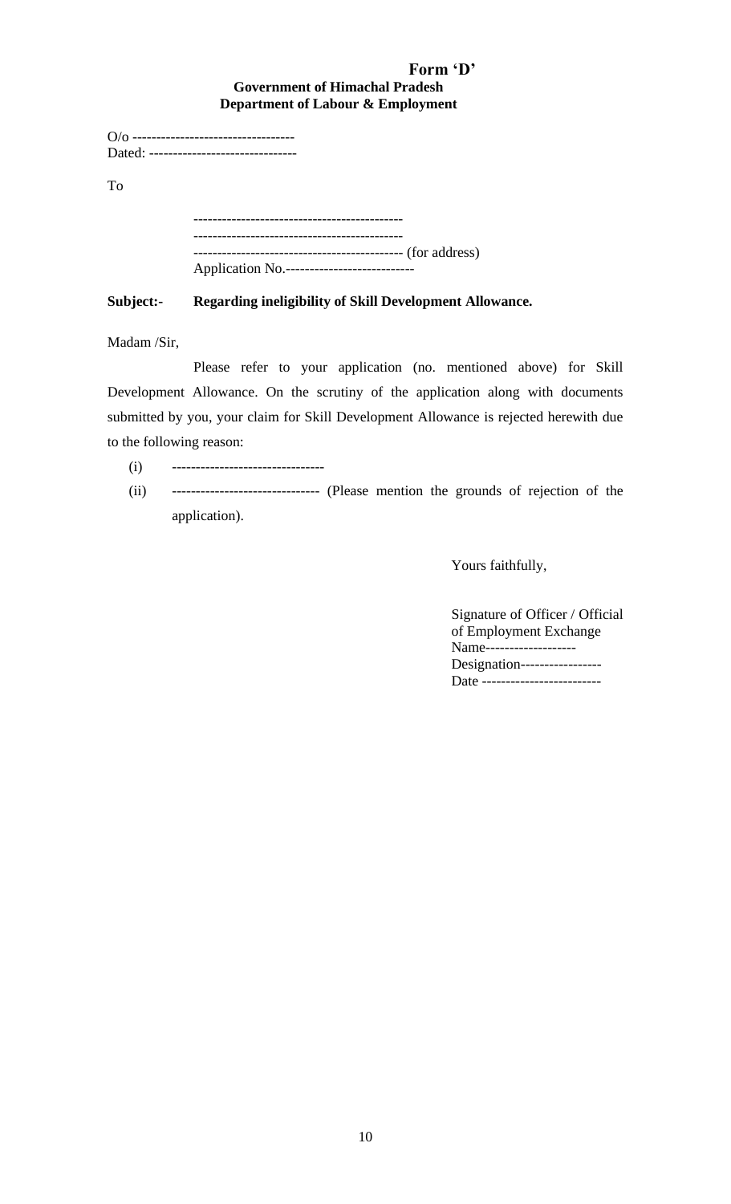**Form 'D'**

**Government of Himachal Pradesh**
**Department of Labour & Employment**

O/o ----------------------------------
Dated: -------------------------------

To

--------------------------------------------
--------------------------------------------
-------------------------------------------- (for address)
Application No.---------------------------

**Subject:- Regarding ineligibility of Skill Development Allowance.**

Madam /Sir,

Please refer to your application (no. mentioned above) for Skill Development Allowance. On the scrutiny of the application along with documents submitted by you, your claim for Skill Development Allowance is rejected herewith due to the following reason:

(i) --------------------------------

(ii) ------------------------------ (Please mention the grounds of rejection of the application).

Yours faithfully,

Signature of Officer / Official of Employment Exchange
Name-------------------
Designation-----------------
Date -------------------------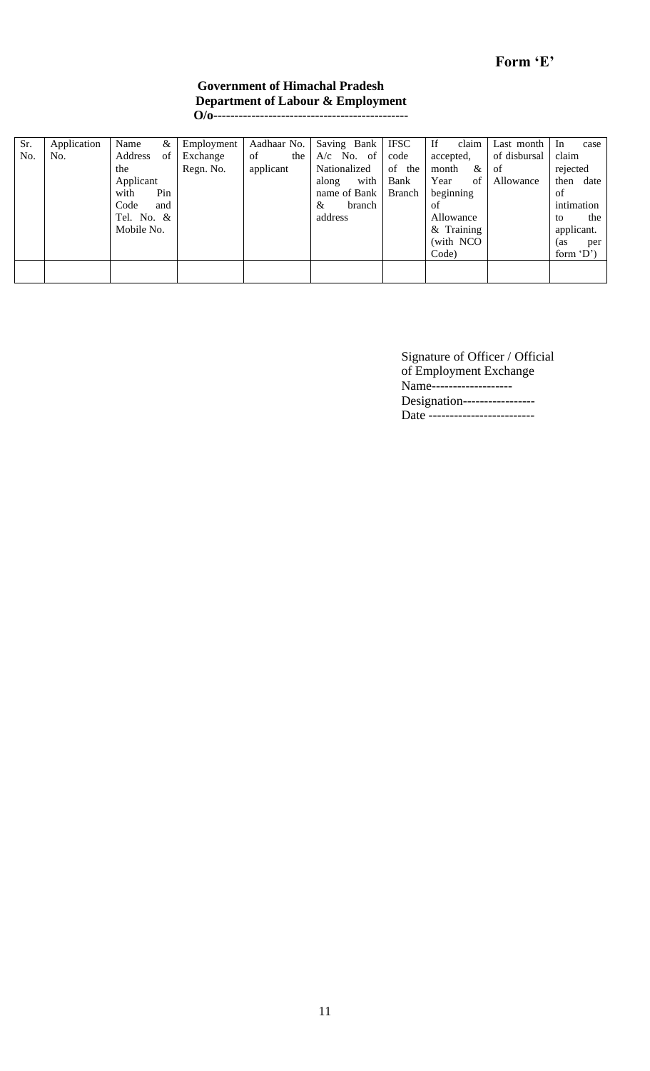**Form 'E'**

**Government of Himachal Pradesh**
**Department of Labour & Employment**
**O/o---------------------------------------------**

| Sr. No. | Application No. | Name & Address of the Applicant with Pin Code and Tel. No. & Mobile No. | Employment Exchange Regn. No. | Aadhaar No. of the applicant | Saving Bank A/c No. of Nationalized along with name of Bank & branch address | IFSC code of the Bank Branch | If claim accepted, month & Year of beginning of Allowance & Training (with NCO Code) | Last month of disbursal of Allowance | In case claim rejected then date of intimation to the applicant. (as per form 'D') |
|---|---|---|---|---|---|---|---|---|---|
| | | | | | | | | | |

Signature of Officer / Official
of Employment Exchange
Name-------------------
Designation-----------------
Date -------------------------